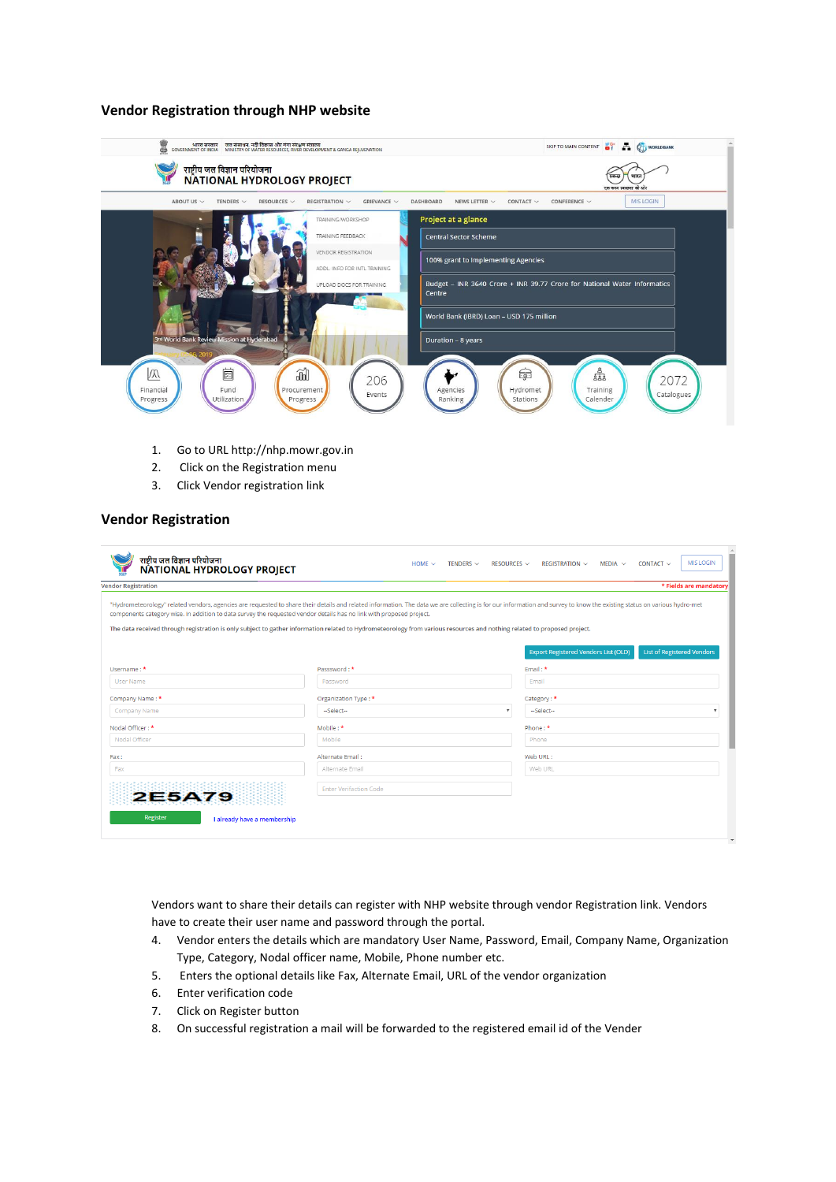## Vendor Registration through NHP website

1. Go to URL http://nhp.mowr.gov.in
2. Click on the Registration menu
3. Click Vendor registration link

## Vendor Registration

Vendors want to share their details can register with NHP website through vendor Registration link. Vendors have to create their user name and password through the portal.

4. Vendor enters the details which are mandatory User Name, Password, Email, Company Name, Organization Type, Category, Nodal officer name, Mobile, Phone number etc.
5. Enters the optional details like Fax, Alternate Email, URL of the vendor organization
6. Enter verification code
7. Click on Register button
8. On successful registration a mail will be forwarded to the registered email id of the Vender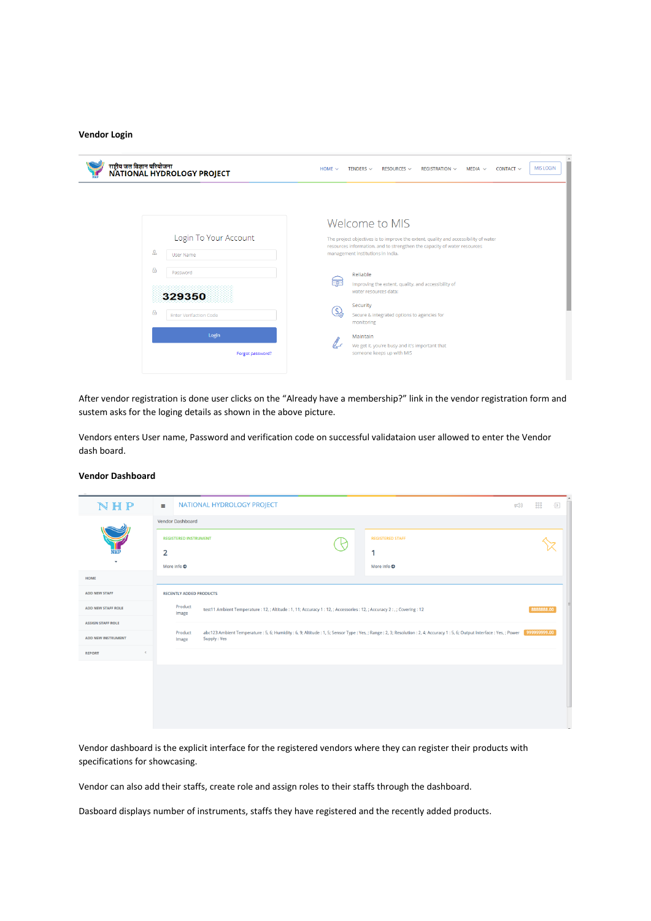**Vendor Login**

After vendor registration is done user clicks on the “Already have a membership?” link in the vendor registration form and sustem asks for the loging details as shown in the above picture.

Vendors enters User name, Password and verification code on successful validataion user allowed to enter the Vendor dash board.

**Vendor Dashboard**

Vendor dashboard is the explicit interface for the registered vendors where they can register their products with specifications for showcasing.

Vendor can also add their staffs, create role and assign roles to their staffs through the dashboard.

Dasboard displays number of instruments, staffs they have registered and the recently added products.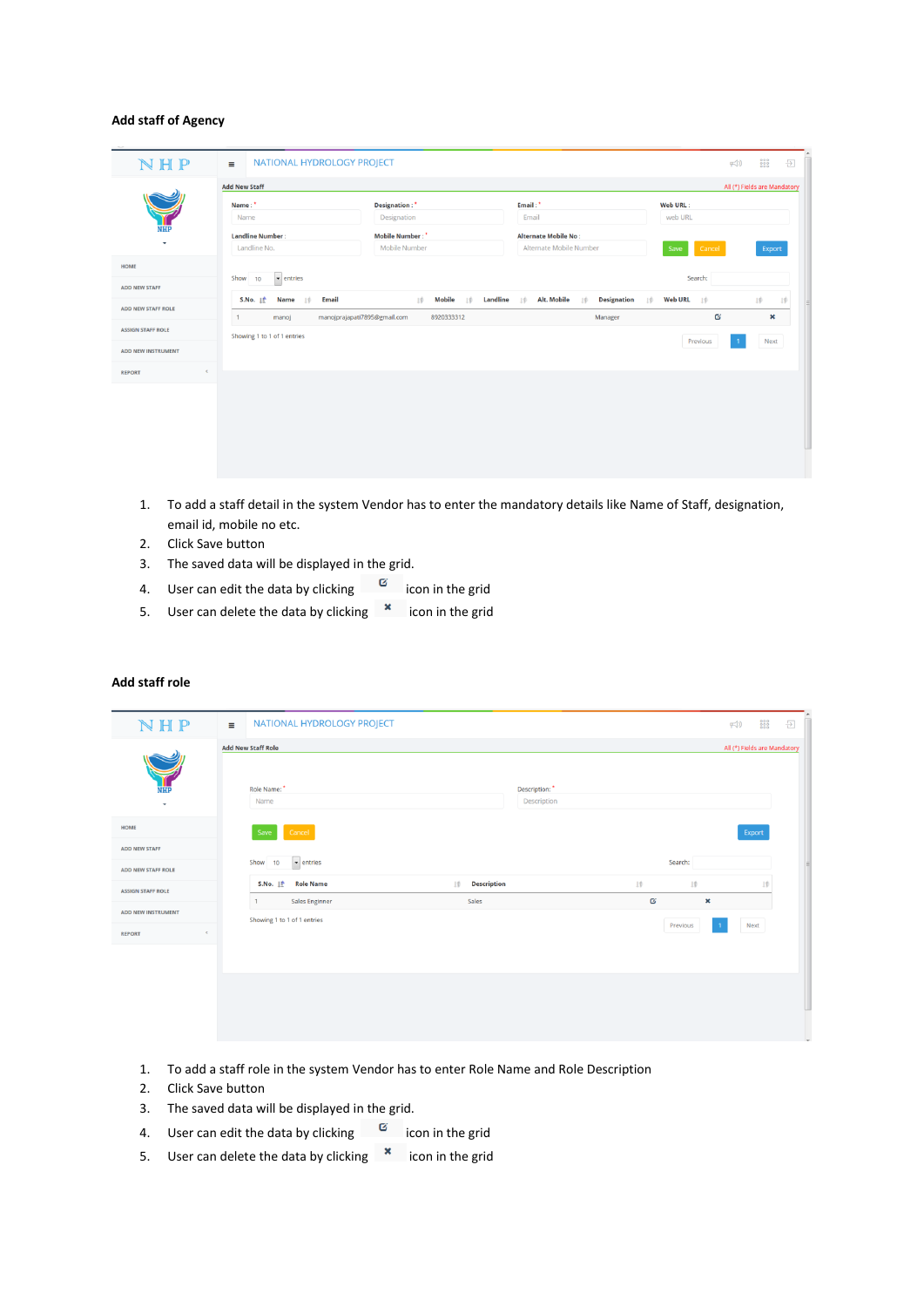**Add staff of Agency**

1. To add a staff detail in the system Vendor has to enter the mandatory details like Name of Staff, designation, email id, mobile no etc.
2. Click Save button
3. The saved data will be displayed in the grid.
4. User can edit the data by clicking icon in the grid
5. User can delete the data by clicking icon in the grid

**Add staff role**

1. To add a staff role in the system Vendor has to enter Role Name and Role Description
2. Click Save button
3. The saved data will be displayed in the grid.
4. User can edit the data by clicking icon in the grid
5. User can delete the data by clicking icon in the grid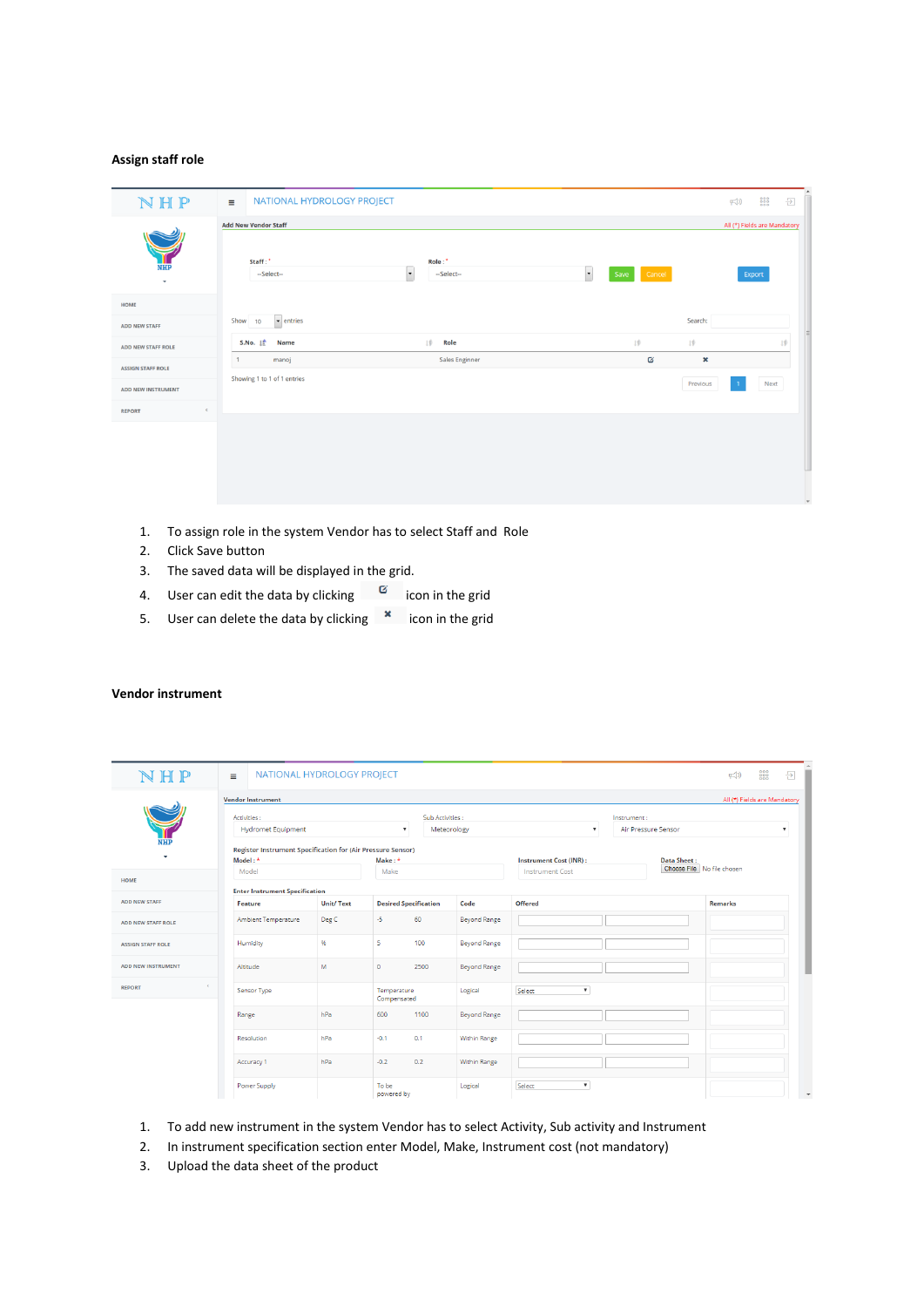**Assign staff role**

1. To assign role in the system Vendor has to select Staff and Role
2. Click Save button
3. The saved data will be displayed in the grid.
4. User can edit the data by clicking icon in the grid
5. User can delete the data by clicking ✖ icon in the grid

**Vendor instrument**

1. To add new instrument in the system Vendor has to select Activity, Sub activity and Instrument
2. In instrument specification section enter Model, Make, Instrument cost (not mandatory)
3. Upload the data sheet of the product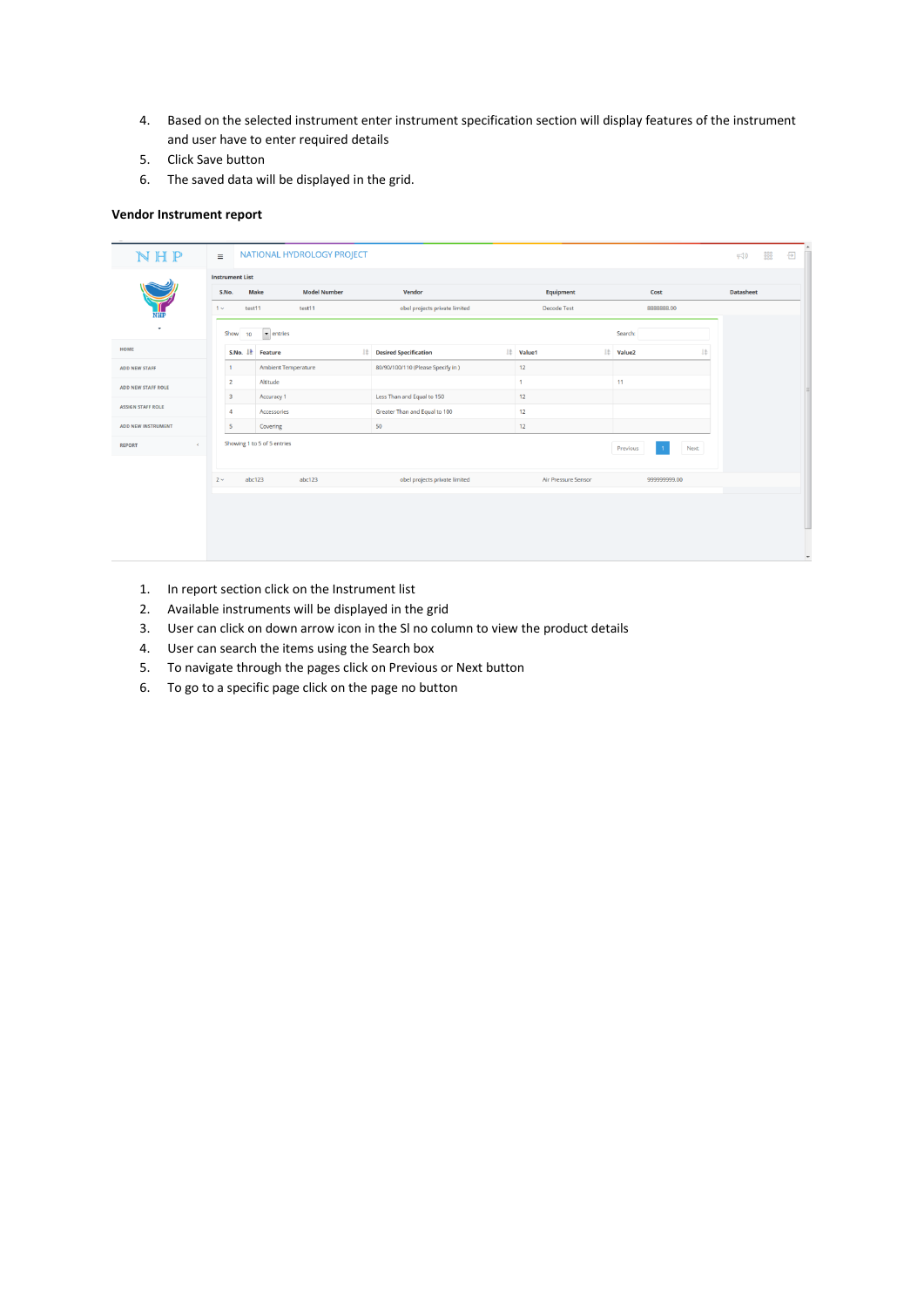4. Based on the selected instrument enter instrument specification section will display features of the instrument and user have to enter required details
5. Click Save button
6. The saved data will be displayed in the grid.

**Vendor Instrument report**

1. In report section click on the Instrument list
2. Available instruments will be displayed in the grid
3. User can click on down arrow icon in the Sl no column to view the product details
4. User can search the items using the Search box
5. To navigate through the pages click on Previous or Next button
6. To go to a specific page click on the page no button